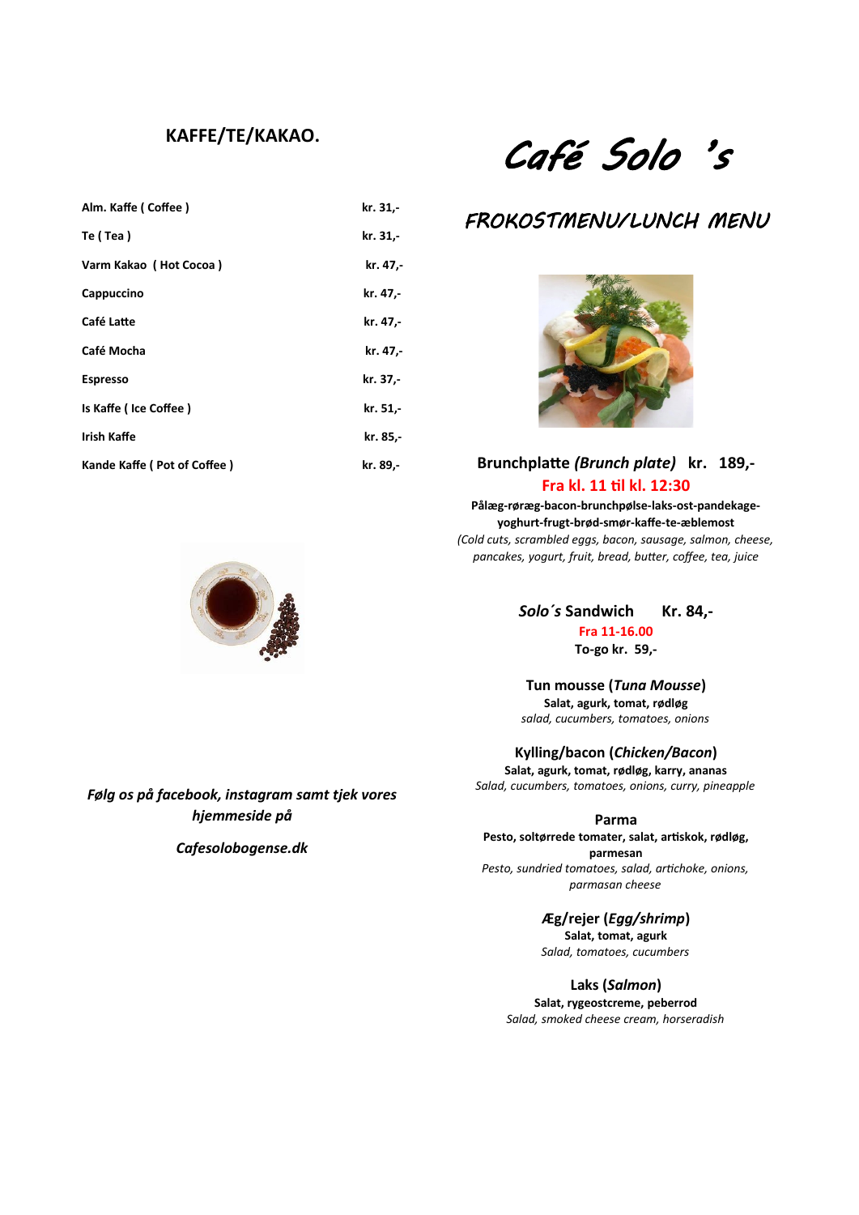# Café Solo 's

## KAFFE/TE/KAKAO.

| | |
|---|---|
| Alm. Kaffe ( Coffee ) | kr. 31,- |
| Te ( Tea ) | kr. 31,- |
| Varm Kakao ( Hot Cocoa ) | kr. 47,- |
| Cappuccino | kr. 47,- |
| Café Latte | kr. 47,- |
| Café Mocha | kr. 47,- |
| Espresso | kr. 37,- |
| Is Kaffe ( Ice Coffee ) | kr. 51,- |
| Irish Kaffe | kr. 85,- |
| Kande Kaffe ( Pot of Coffee ) | kr. 89,- |

*Følg os på facebook, instagram samt tjek vores hjemmeside på*

*Cafesolobogense.dk*

## FROKOSTMENU/LUNCH MENU

**Brunchplatte *(Brunch plate)* kr. 189,-**

**Fra kl. 11 til kl. 12:30**

**Pålæg-røræg-bacon-brunchpølse-laks-ost-pandekage-yoghurt-frugt-brød-smør-kaffe-te-æblemost**

*(Cold cuts, scrambled eggs, bacon, sausage, salmon, cheese, pancakes, yogurt, fruit, bread, butter, coffee, tea, juice*

***Solo´s* Sandwich Kr. 84,-**

**Fra 11-16.00**

**To-go kr. 59,-**

**Tun mousse (*Tuna Mousse*)**

**Salat, agurk, tomat, rødløg**

*salad, cucumbers, tomatoes, onions*

**Kylling/bacon (*Chicken/Bacon*)**

**Salat, agurk, tomat, rødløg, karry, ananas**

*Salad, cucumbers, tomatoes, onions, curry, pineapple*

**Parma**

**Pesto, soltørrede tomater, salat, artiskok, rødløg, parmesan**

*Pesto, sundried tomatoes, salad, artichoke, onions, parmasan cheese*

**Æg/rejer (*Egg/shrimp*)**

**Salat, tomat, agurk**

*Salad, tomatoes, cucumbers*

**Laks (*Salmon*)**

**Salat, rygeostcreme, peberrod**

*Salad, smoked cheese cream, horseradish*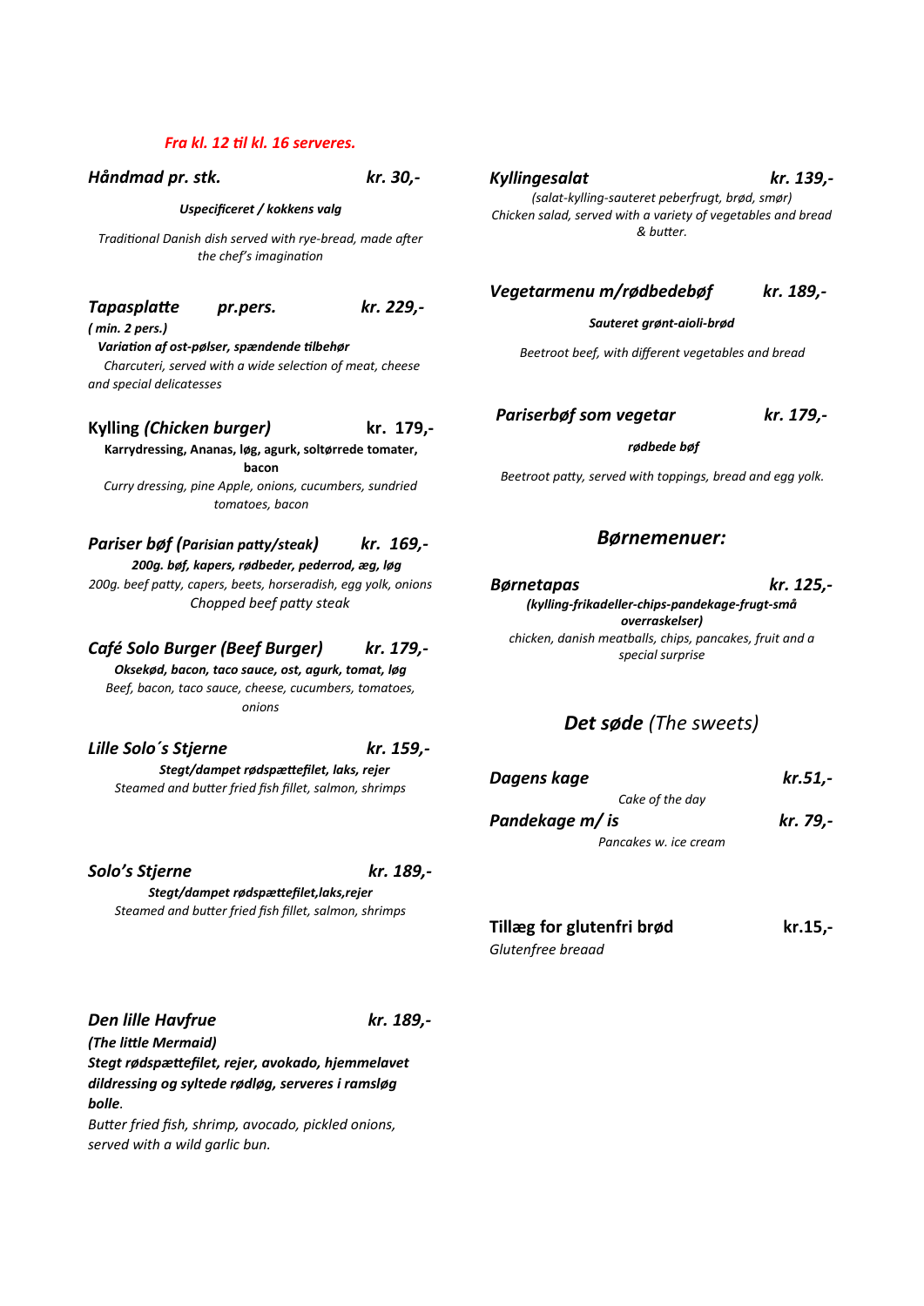*Fra kl. 12 til kl. 16 serveres.*

***Håndmad pr. stk.*** ***kr. 30,-***

***Uspecificeret / kokkens valg***

*Traditional Danish dish served with rye-bread, made after the chef's imagination*

***Tapasplatte pr.pers.*** ***kr. 229,-***

***( min. 2 pers.)***

***Variation af ost-pølser, spændende tilbehør***

*Charcuteri, served with a wide selection of meat, cheese and special delicatesses*

**Kylling *(Chicken burger)*** **kr. 179,-**

**Karrydressing, Ananas, løg, agurk, soltørrede tomater, bacon**

*Curry dressing, pine Apple, onions, cucumbers, sundried tomatoes, bacon*

***Pariser bøf (Parisian patty/steak)*** ***kr. 169,-***

***200g. bøf, kapers, rødbeder, pederrod, æg, løg***

*200g. beef patty, capers, beets, horseradish, egg yolk, onions*

*Chopped beef patty steak*

***Café Solo Burger (Beef Burger)*** ***kr. 179,-***

***Oksekød, bacon, taco sauce, ost, agurk, tomat, løg***

*Beef, bacon, taco sauce, cheese, cucumbers, tomatoes, onions*

***Lille Solo´s Stjerne*** ***kr. 159,-***

***Stegt/dampet rødspættefilet, laks, rejer***

*Steamed and butter fried fish fillet, salmon, shrimps*

***Solo's Stjerne*** ***kr. 189,-***

***Stegt/dampet rødspættefilet,laks,rejer***

*Steamed and butter fried fish fillet, salmon, shrimps*

***Den lille Havfrue*** ***kr. 189,-***

***(The little Mermaid)***

***Stegt rødspættefilet, rejer, avokado, hjemmelavet dildressing og syltede rødløg, serveres i ramsløg bolle***.

*Butter fried fish, shrimp, avocado, pickled onions, served with a wild garlic bun.*

***Kyllingesalat*** ***kr. 139,-***

*(salat-kylling-sauteret peberfrugt, brød, smør)*

*Chicken salad, served with a variety of vegetables and bread & butter.*

***Vegetarmenu m/rødbedebøf*** ***kr. 189,-***

***Sauteret grønt-aioli-brød***

*Beetroot beef, with different vegetables and bread*

***Pariserbøf som vegetar*** ***kr. 179,-***

***rødbede bøf***

*Beetroot patty, served with toppings, bread and egg yolk.*

## *Børnemenuer:*

***Børnetapas*** ***kr. 125,-***

***(kylling-frikadeller-chips-pandekage-frugt-små overraskelser)***

*chicken, danish meatballs, chips, pancakes, fruit and a special surprise*

## ***Det søde*** *(The sweets)*

***Dagens kage*** ***kr.51,-***

*Cake of the day*

***Pandekage m/ is*** ***kr. 79,-***

*Pancakes w. ice cream*

**Tillæg for glutenfri brød** **kr.15,-**

*Glutenfree breaad*